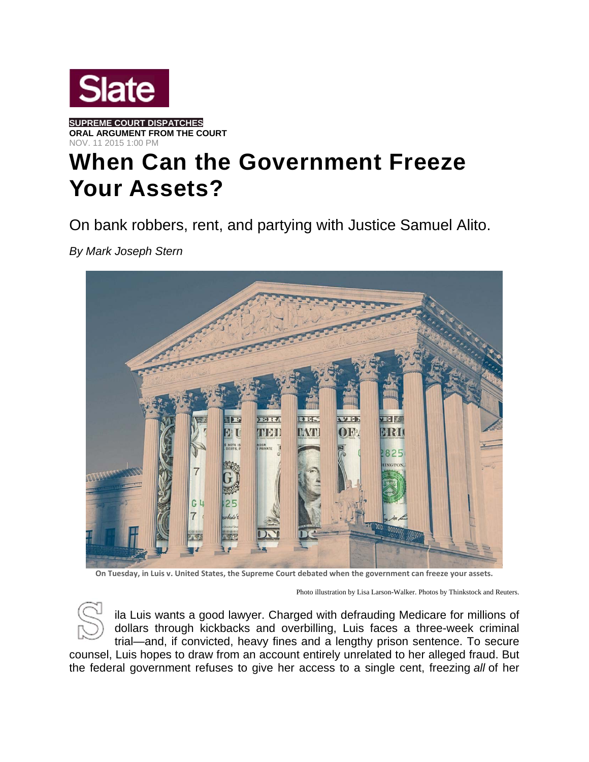Slate

**SUPREME COURT DISPATCHES**
**ORAL ARGUMENT FROM THE COURT**
NOV. 11 2015 1:00 PM

# When Can the Government Freeze Your Assets?

On bank robbers, rent, and partying with Justice Samuel Alito.

*By Mark Joseph Stern*

**On Tuesday, in Luis v. United States, the Supreme Court debated when the government can freeze your assets.**

Photo illustration by Lisa Larson-Walker. Photos by Thinkstock and Reuters.

Sila Luis wants a good lawyer. Charged with defrauding Medicare for millions of dollars through kickbacks and overbilling, Luis faces a three-week criminal trial—and, if convicted, heavy fines and a lengthy prison sentence. To secure counsel, Luis hopes to draw from an account entirely unrelated to her alleged fraud. But the federal government refuses to give her access to a single cent, freezing *all* of her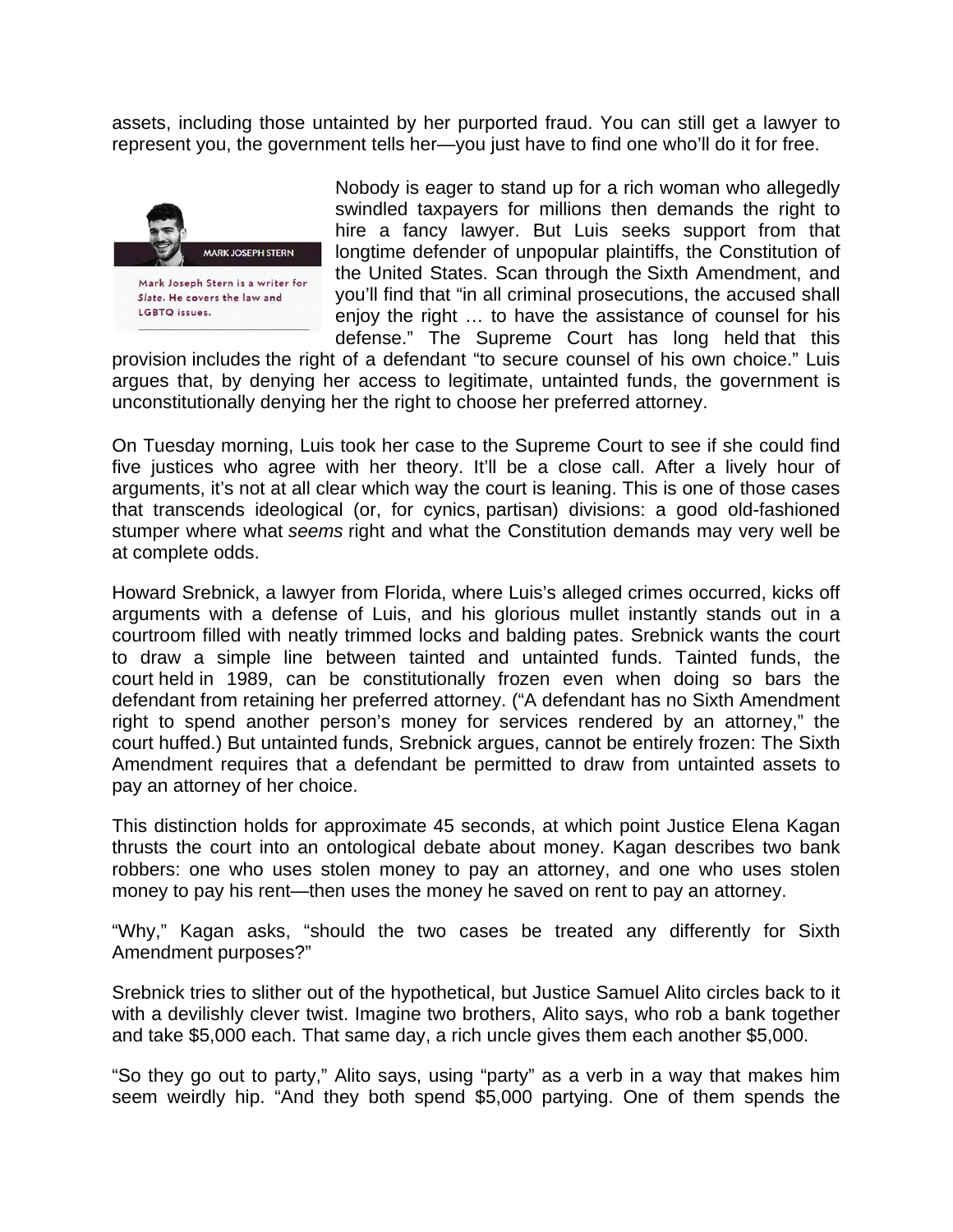assets, including those untainted by her purported fraud. You can still get a lawyer to represent you, the government tells her—you just have to find one who'll do it for free.

MARK JOSEPH STERN

Mark Joseph Stern is a writer for *Slate*. He covers the law and LGBTQ issues.

Nobody is eager to stand up for a rich woman who allegedly swindled taxpayers for millions then demands the right to hire a fancy lawyer. But Luis seeks support from that longtime defender of unpopular plaintiffs, the Constitution of the United States. Scan through the Sixth Amendment, and you'll find that "in all criminal prosecutions, the accused shall enjoy the right … to have the assistance of counsel for his defense." The Supreme Court has long held that this provision includes the right of a defendant "to secure counsel of his own choice." Luis argues that, by denying her access to legitimate, untainted funds, the government is unconstitutionally denying her the right to choose her preferred attorney.

On Tuesday morning, Luis took her case to the Supreme Court to see if she could find five justices who agree with her theory. It'll be a close call. After a lively hour of arguments, it's not at all clear which way the court is leaning. This is one of those cases that transcends ideological (or, for cynics, partisan) divisions: a good old-fashioned stumper where what *seems* right and what the Constitution demands may very well be at complete odds.

Howard Srebnick, a lawyer from Florida, where Luis's alleged crimes occurred, kicks off arguments with a defense of Luis, and his glorious mullet instantly stands out in a courtroom filled with neatly trimmed locks and balding pates. Srebnick wants the court to draw a simple line between tainted and untainted funds. Tainted funds, the court held in 1989, can be constitutionally frozen even when doing so bars the defendant from retaining her preferred attorney. ("A defendant has no Sixth Amendment right to spend another person's money for services rendered by an attorney," the court huffed.) But untainted funds, Srebnick argues, cannot be entirely frozen: The Sixth Amendment requires that a defendant be permitted to draw from untainted assets to pay an attorney of her choice.

This distinction holds for approximate 45 seconds, at which point Justice Elena Kagan thrusts the court into an ontological debate about money. Kagan describes two bank robbers: one who uses stolen money to pay an attorney, and one who uses stolen money to pay his rent—then uses the money he saved on rent to pay an attorney.

"Why," Kagan asks, "should the two cases be treated any differently for Sixth Amendment purposes?"

Srebnick tries to slither out of the hypothetical, but Justice Samuel Alito circles back to it with a devilishly clever twist. Imagine two brothers, Alito says, who rob a bank together and take $5,000 each. That same day, a rich uncle gives them each another $5,000.

"So they go out to party," Alito says, using "party" as a verb in a way that makes him seem weirdly hip. "And they both spend $5,000 partying. One of them spends the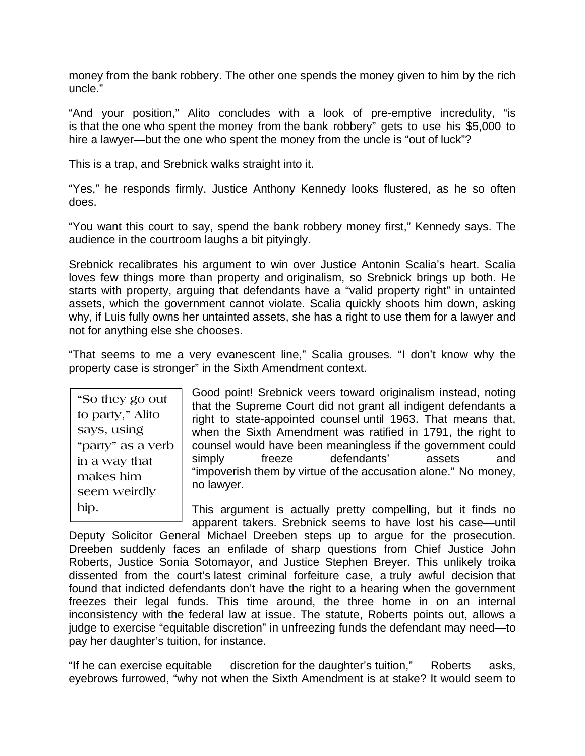money from the bank robbery. The other one spends the money given to him by the rich uncle."

"And your position," Alito concludes with a look of pre-emptive incredulity, "is is that the one who spent the money from the bank robbery" gets to use his $5,000 to hire a lawyer—but the one who spent the money from the uncle is "out of luck"?

This is a trap, and Srebnick walks straight into it.

"Yes," he responds firmly. Justice Anthony Kennedy looks flustered, as he so often does.

"You want this court to say, spend the bank robbery money first," Kennedy says. The audience in the courtroom laughs a bit pityingly.

Srebnick recalibrates his argument to win over Justice Antonin Scalia's heart. Scalia loves few things more than property and originalism, so Srebnick brings up both. He starts with property, arguing that defendants have a "valid property right" in untainted assets, which the government cannot violate. Scalia quickly shoots him down, asking why, if Luis fully owns her untainted assets, she has a right to use them for a lawyer and not for anything else she chooses.

"That seems to me a very evanescent line," Scalia grouses. "I don't know why the property case is stronger" in the Sixth Amendment context.

> "So they go out to party," Alito says, using "party" as a verb in a way that makes him seem weirdly hip.

Good point! Srebnick veers toward originalism instead, noting that the Supreme Court did not grant all indigent defendants a right to state-appointed counsel until 1963. That means that, when the Sixth Amendment was ratified in 1791, the right to counsel would have been meaningless if the government could simply freeze defendants' assets and "impoverish them by virtue of the accusation alone." No money, no lawyer.

This argument is actually pretty compelling, but it finds no apparent takers. Srebnick seems to have lost his case—until Deputy Solicitor General Michael Dreeben steps up to argue for the prosecution. Dreeben suddenly faces an enfilade of sharp questions from Chief Justice John Roberts, Justice Sonia Sotomayor, and Justice Stephen Breyer. This unlikely troika dissented from the court's latest criminal forfeiture case, a truly awful decision that found that indicted defendants don't have the right to a hearing when the government freezes their legal funds. This time around, the three home in on an internal inconsistency with the federal law at issue. The statute, Roberts points out, allows a judge to exercise "equitable discretion" in unfreezing funds the defendant may need—to pay her daughter's tuition, for instance.

"If he can exercise equitable discretion for the daughter's tuition," Roberts asks, eyebrows furrowed, "why not when the Sixth Amendment is at stake? It would seem to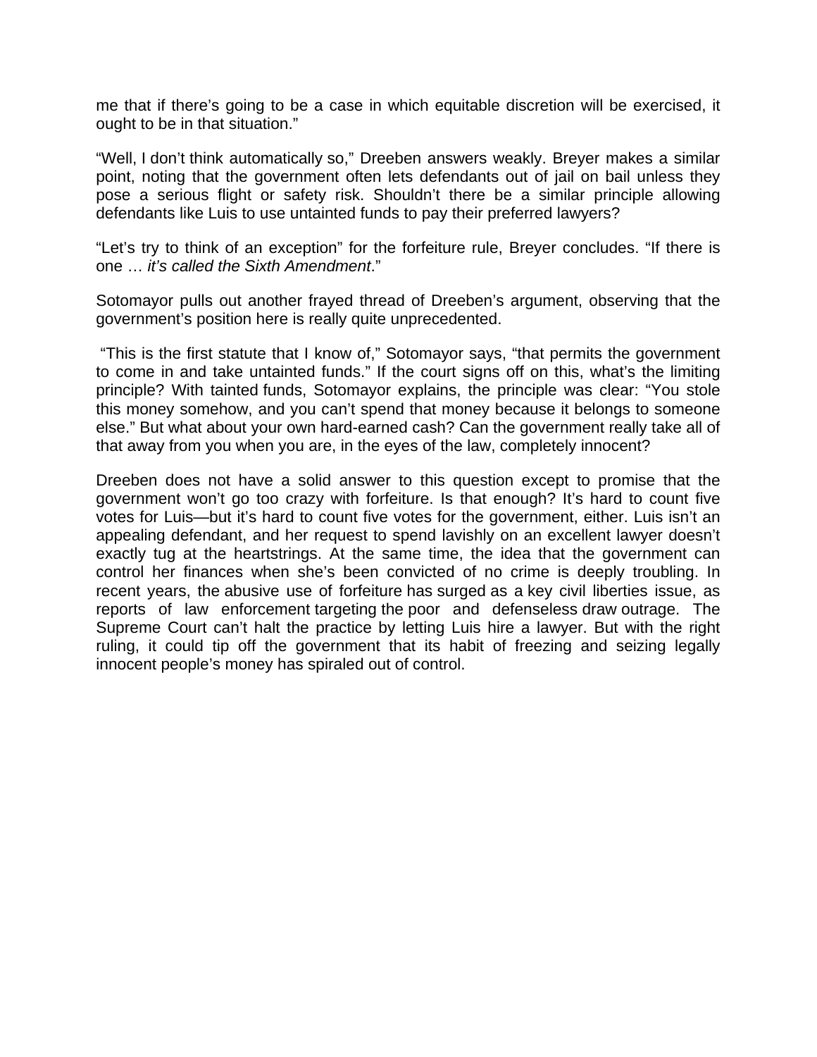me that if there's going to be a case in which equitable discretion will be exercised, it ought to be in that situation."

"Well, I don't think automatically so," Dreeben answers weakly. Breyer makes a similar point, noting that the government often lets defendants out of jail on bail unless they pose a serious flight or safety risk. Shouldn't there be a similar principle allowing defendants like Luis to use untainted funds to pay their preferred lawyers?

"Let's try to think of an exception" for the forfeiture rule, Breyer concludes. "If there is one … *it's called the Sixth Amendment*."

Sotomayor pulls out another frayed thread of Dreeben's argument, observing that the government's position here is really quite unprecedented.

"This is the first statute that I know of," Sotomayor says, "that permits the government to come in and take untainted funds." If the court signs off on this, what's the limiting principle? With tainted funds, Sotomayor explains, the principle was clear: "You stole this money somehow, and you can't spend that money because it belongs to someone else." But what about your own hard-earned cash? Can the government really take all of that away from you when you are, in the eyes of the law, completely innocent?

Dreeben does not have a solid answer to this question except to promise that the government won't go too crazy with forfeiture. Is that enough? It's hard to count five votes for Luis—but it's hard to count five votes for the government, either. Luis isn't an appealing defendant, and her request to spend lavishly on an excellent lawyer doesn't exactly tug at the heartstrings. At the same time, the idea that the government can control her finances when she's been convicted of no crime is deeply troubling. In recent years, the abusive use of forfeiture has surged as a key civil liberties issue, as reports of law enforcement targeting the poor and defenseless draw outrage. The Supreme Court can't halt the practice by letting Luis hire a lawyer. But with the right ruling, it could tip off the government that its habit of freezing and seizing legally innocent people's money has spiraled out of control.